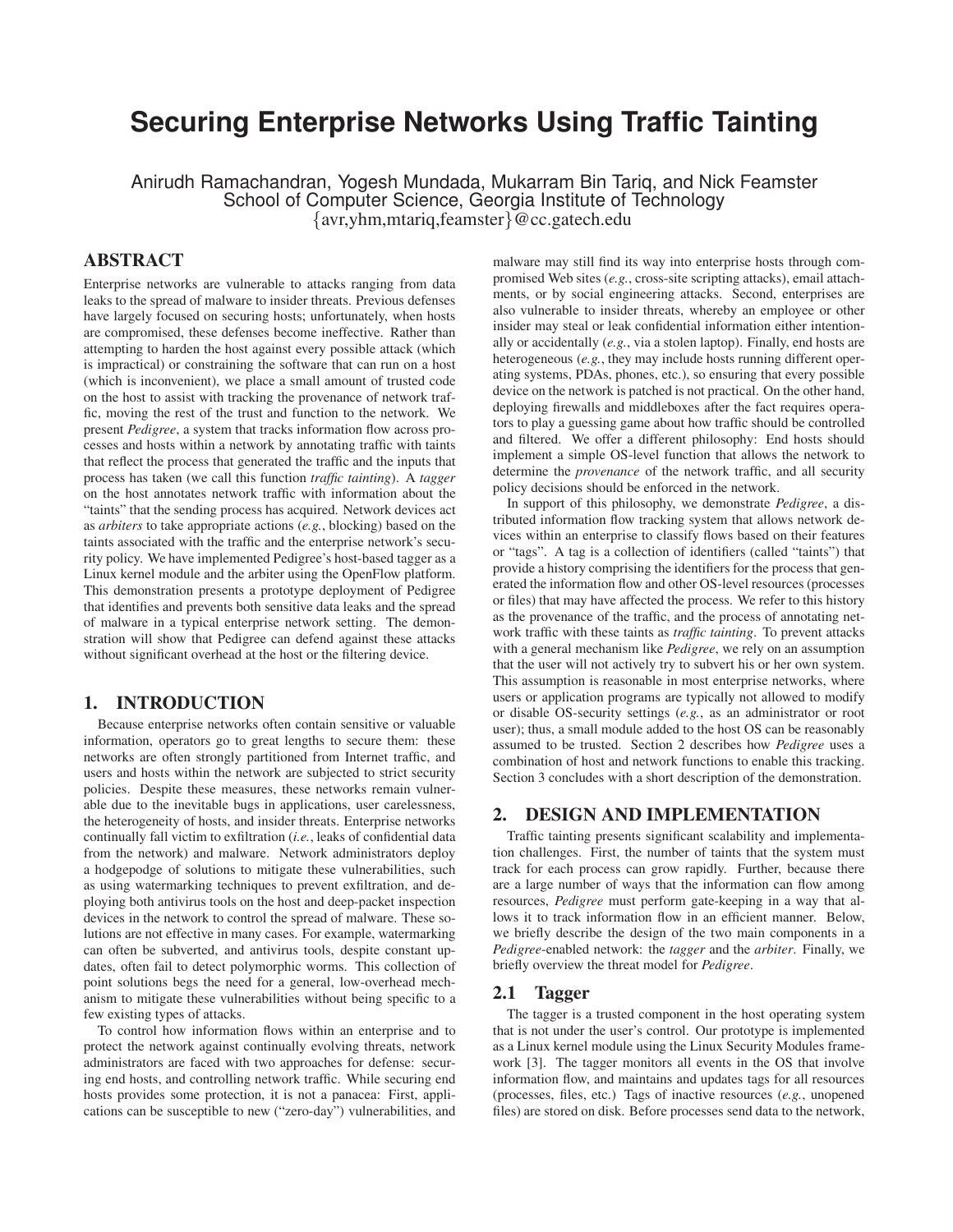# Securing Enterprise Networks Using Traffic Tainting

Anirudh Ramachandran, Yogesh Mundada, Mukarram Bin Tariq, and Nick Feamster
School of Computer Science, Georgia Institute of Technology
{avr,yhm,mtariq,feamster}@cc.gatech.edu

## ABSTRACT

Enterprise networks are vulnerable to attacks ranging from data leaks to the spread of malware to insider threats. Previous defenses have largely focused on securing hosts; unfortunately, when hosts are compromised, these defenses become ineffective. Rather than attempting to harden the host against every possible attack (which is impractical) or constraining the software that can run on a host (which is inconvenient), we place a small amount of trusted code on the host to assist with tracking the provenance of network traffic, moving the rest of the trust and function to the network. We present *Pedigree*, a system that tracks information flow across processes and hosts within a network by annotating traffic with taints that reflect the process that generated the traffic and the inputs that process has taken (we call this function *traffic tainting*). A *tagger* on the host annotates network traffic with information about the "taints" that the sending process has acquired. Network devices act as *arbiters* to take appropriate actions (*e.g.*, blocking) based on the taints associated with the traffic and the enterprise network's security policy. We have implemented Pedigree's host-based tagger as a Linux kernel module and the arbiter using the OpenFlow platform. This demonstration presents a prototype deployment of Pedigree that identifies and prevents both sensitive data leaks and the spread of malware in a typical enterprise network setting. The demonstration will show that Pedigree can defend against these attacks without significant overhead at the host or the filtering device.

## 1. INTRODUCTION

Because enterprise networks often contain sensitive or valuable information, operators go to great lengths to secure them: these networks are often strongly partitioned from Internet traffic, and users and hosts within the network are subjected to strict security policies. Despite these measures, these networks remain vulnerable due to the inevitable bugs in applications, user carelessness, the heterogeneity of hosts, and insider threats. Enterprise networks continually fall victim to exfiltration (*i.e.*, leaks of confidential data from the network) and malware. Network administrators deploy a hodgepodge of solutions to mitigate these vulnerabilities, such as using watermarking techniques to prevent exfiltration, and deploying both antivirus tools on the host and deep-packet inspection devices in the network to control the spread of malware. These solutions are not effective in many cases. For example, watermarking can often be subverted, and antivirus tools, despite constant updates, often fail to detect polymorphic worms. This collection of point solutions begs the need for a general, low-overhead mechanism to mitigate these vulnerabilities without being specific to a few existing types of attacks.

To control how information flows within an enterprise and to protect the network against continually evolving threats, network administrators are faced with two approaches for defense: securing end hosts, and controlling network traffic. While securing end hosts provides some protection, it is not a panacea: First, applications can be susceptible to new ("zero-day") vulnerabilities, and malware may still find its way into enterprise hosts through compromised Web sites (*e.g.*, cross-site scripting attacks), email attachments, or by social engineering attacks. Second, enterprises are also vulnerable to insider threats, whereby an employee or other insider may steal or leak confidential information either intentionally or accidentally (*e.g.*, via a stolen laptop). Finally, end hosts are heterogeneous (*e.g.*, they may include hosts running different operating systems, PDAs, phones, etc.), so ensuring that every possible device on the network is patched is not practical. On the other hand, deploying firewalls and middleboxes after the fact requires operators to play a guessing game about how traffic should be controlled and filtered. We offer a different philosophy: End hosts should implement a simple OS-level function that allows the network to determine the *provenance* of the network traffic, and all security policy decisions should be enforced in the network.

In support of this philosophy, we demonstrate *Pedigree*, a distributed information flow tracking system that allows network devices within an enterprise to classify flows based on their features or "tags". A tag is a collection of identifiers (called "taints") that provide a history comprising the identifiers for the process that generated the information flow and other OS-level resources (processes or files) that may have affected the process. We refer to this history as the provenance of the traffic, and the process of annotating network traffic with these taints as *traffic tainting*. To prevent attacks with a general mechanism like *Pedigree*, we rely on an assumption that the user will not actively try to subvert his or her own system. This assumption is reasonable in most enterprise networks, where users or application programs are typically not allowed to modify or disable OS-security settings (*e.g.*, as an administrator or root user); thus, a small module added to the host OS can be reasonably assumed to be trusted. Section 2 describes how *Pedigree* uses a combination of host and network functions to enable this tracking. Section 3 concludes with a short description of the demonstration.

## 2. DESIGN AND IMPLEMENTATION

Traffic tainting presents significant scalability and implementation challenges. First, the number of taints that the system must track for each process can grow rapidly. Further, because there are a large number of ways that the information can flow among resources, *Pedigree* must perform gate-keeping in a way that allows it to track information flow in an efficient manner. Below, we briefly describe the design of the two main components in a *Pedigree*-enabled network: the *tagger* and the *arbiter*. Finally, we briefly overview the threat model for *Pedigree*.

### 2.1 Tagger

The tagger is a trusted component in the host operating system that is not under the user's control. Our prototype is implemented as a Linux kernel module using the Linux Security Modules framework [3]. The tagger monitors all events in the OS that involve information flow, and maintains and updates tags for all resources (processes, files, etc.) Tags of inactive resources (*e.g.*, unopened files) are stored on disk. Before processes send data to the network,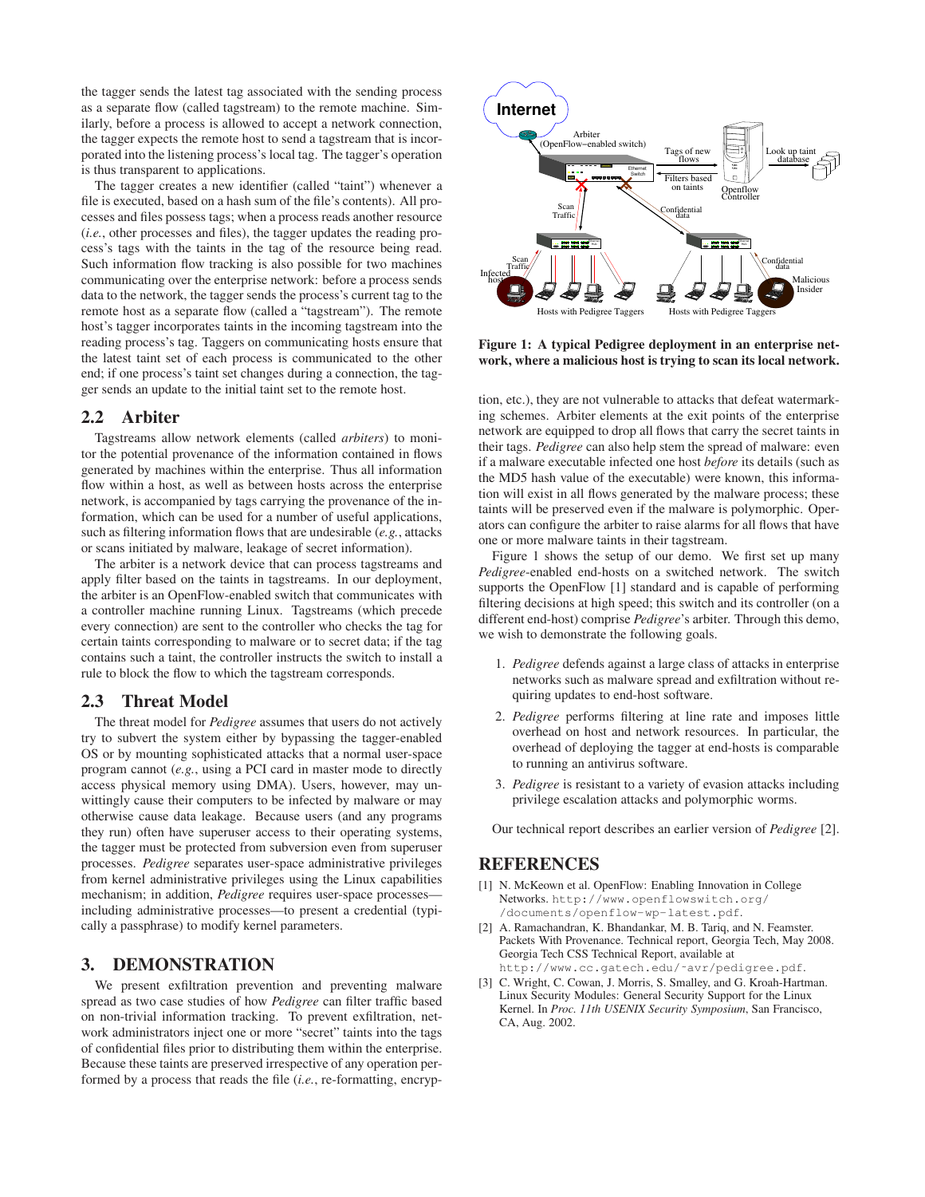the tagger sends the latest tag associated with the sending process as a separate flow (called tagstream) to the remote machine. Similarly, before a process is allowed to accept a network connection, the tagger expects the remote host to send a tagstream that is incorporated into the listening process's local tag. The tagger's operation is thus transparent to applications.

The tagger creates a new identifier (called "taint") whenever a file is executed, based on a hash sum of the file's contents). All processes and files possess tags; when a process reads another resource (*i.e.*, other processes and files), the tagger updates the reading process's tags with the taints in the tag of the resource being read. Such information flow tracking is also possible for two machines communicating over the enterprise network: before a process sends data to the network, the tagger sends the process's current tag to the remote host as a separate flow (called a "tagstream"). The remote host's tagger incorporates taints in the incoming tagstream into the reading process's tag. Taggers on communicating hosts ensure that the latest taint set of each process is communicated to the other end; if one process's taint set changes during a connection, the tagger sends an update to the initial taint set to the remote host.

## 2.2 Arbiter

Tagstreams allow network elements (called *arbiters*) to monitor the potential provenance of the information contained in flows generated by machines within the enterprise. Thus all information flow within a host, as well as between hosts across the enterprise network, is accompanied by tags carrying the provenance of the information, which can be used for a number of useful applications, such as filtering information flows that are undesirable (*e.g.*, attacks or scans initiated by malware, leakage of secret information).

The arbiter is a network device that can process tagstreams and apply filter based on the taints in tagstreams. In our deployment, the arbiter is an OpenFlow-enabled switch that communicates with a controller machine running Linux. Tagstreams (which precede every connection) are sent to the controller who checks the tag for certain taints corresponding to malware or to secret data; if the tag contains such a taint, the controller instructs the switch to install a rule to block the flow to which the tagstream corresponds.

## 2.3 Threat Model

The threat model for *Pedigree* assumes that users do not actively try to subvert the system either by bypassing the tagger-enabled OS or by mounting sophisticated attacks that a normal user-space program cannot (*e.g.*, using a PCI card in master mode to directly access physical memory using DMA). Users, however, may unwittingly cause their computers to be infected by malware or may otherwise cause data leakage. Because users (and any programs they run) often have superuser access to their operating systems, the tagger must be protected from subversion even from superuser processes. *Pedigree* separates user-space administrative privileges from kernel administrative privileges using the Linux capabilities mechanism; in addition, *Pedigree* requires user-space processes—including administrative processes—to present a credential (typically a passphrase) to modify kernel parameters.

# 3. DEMONSTRATION

We present exfiltration prevention and preventing malware spread as two case studies of how *Pedigree* can filter traffic based on non-trivial information tracking. To prevent exfiltration, network administrators inject one or more "secret" taints into the tags of confidential files prior to distributing them within the enterprise. Because these taints are preserved irrespective of any operation performed by a process that reads the file (*i.e.*, re-formatting, encryption, etc.), they are not vulnerable to attacks that defeat watermarking schemes. Arbiter elements at the exit points of the enterprise network are equipped to drop all flows that carry the secret taints in their tags. *Pedigree* can also help stem the spread of malware: even if a malware executable infected one host *before* its details (such as the MD5 hash value of the executable) were known, this information will exist in all flows generated by the malware process; these taints will be preserved even if the malware is polymorphic. Operators can configure the arbiter to raise alarms for all flows that have one or more malware taints in their tagstream.

Internet
Arbiter (OpenFlow–enabled switch)
Tags of new flows
Filters based on taints
Openflow Controller
Look up taint database
Scan Traffic
Confidential data
Infected host
Hosts with Pedigree Taggers
Hosts with Pedigree Taggers
Malicious Insider

**Figure 1: A typical Pedigree deployment in an enterprise network, where a malicious host is trying to scan its local network.**

Figure 1 shows the setup of our demo. We first set up many *Pedigree*-enabled end-hosts on a switched network. The switch supports the OpenFlow [1] standard and is capable of performing filtering decisions at high speed; this switch and its controller (on a different end-host) comprise *Pedigree*'s arbiter. Through this demo, we wish to demonstrate the following goals.

1. *Pedigree* defends against a large class of attacks in enterprise networks such as malware spread and exfiltration without requiring updates to end-host software.
2. *Pedigree* performs filtering at line rate and imposes little overhead on host and network resources. In particular, the overhead of deploying the tagger at end-hosts is comparable to running an antivirus software.
3. *Pedigree* is resistant to a variety of evasion attacks including privilege escalation attacks and polymorphic worms.

Our technical report describes an earlier version of *Pedigree* [2].

# REFERENCES

[1] N. McKeown et al. OpenFlow: Enabling Innovation in College Networks. `http://www.openflowswitch.org//documents/openflow-wp-latest.pdf`.

[2] A. Ramachandran, K. Bhandankar, M. B. Tariq, and N. Feamster. Packets With Provenance. Technical report, Georgia Tech, May 2008. Georgia Tech CSS Technical Report, available at `http://www.cc.gatech.edu/~avr/pedigree.pdf`.

[3] C. Wright, C. Cowan, J. Morris, S. Smalley, and G. Kroah-Hartman. Linux Security Modules: General Security Support for the Linux Kernel. In *Proc. 11th USENIX Security Symposium*, San Francisco, CA, Aug. 2002.